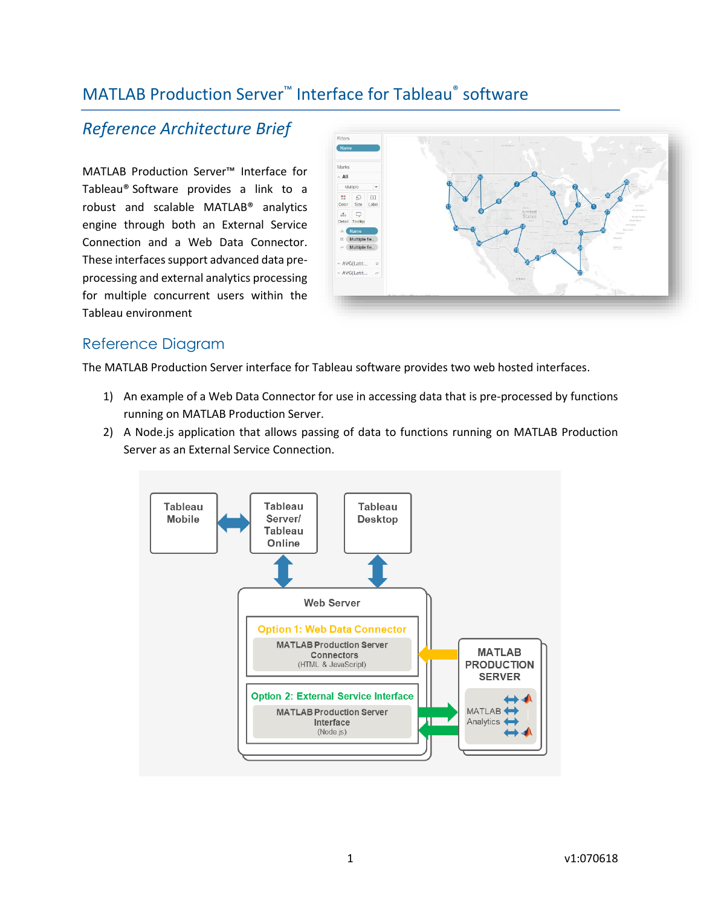# MATLAB Production Server™ Interface for Tableau® software

## *Reference Architecture Brief*

MATLAB Production Server™ Interface for Tableau® Software provides a link to a robust and scalable MATLAB® analytics engine through both an External Service Connection and a Web Data Connector. These interfaces support advanced data pre-processing and external analytics processing for multiple concurrent users within the Tableau environment

## Reference Diagram

The MATLAB Production Server interface for Tableau software provides two web hosted interfaces.

1) An example of a Web Data Connector for use in accessing data that is pre-processed by functions running on MATLAB Production Server.
2) A Node.js application that allows passing of data to functions running on MATLAB Production Server as an External Service Connection.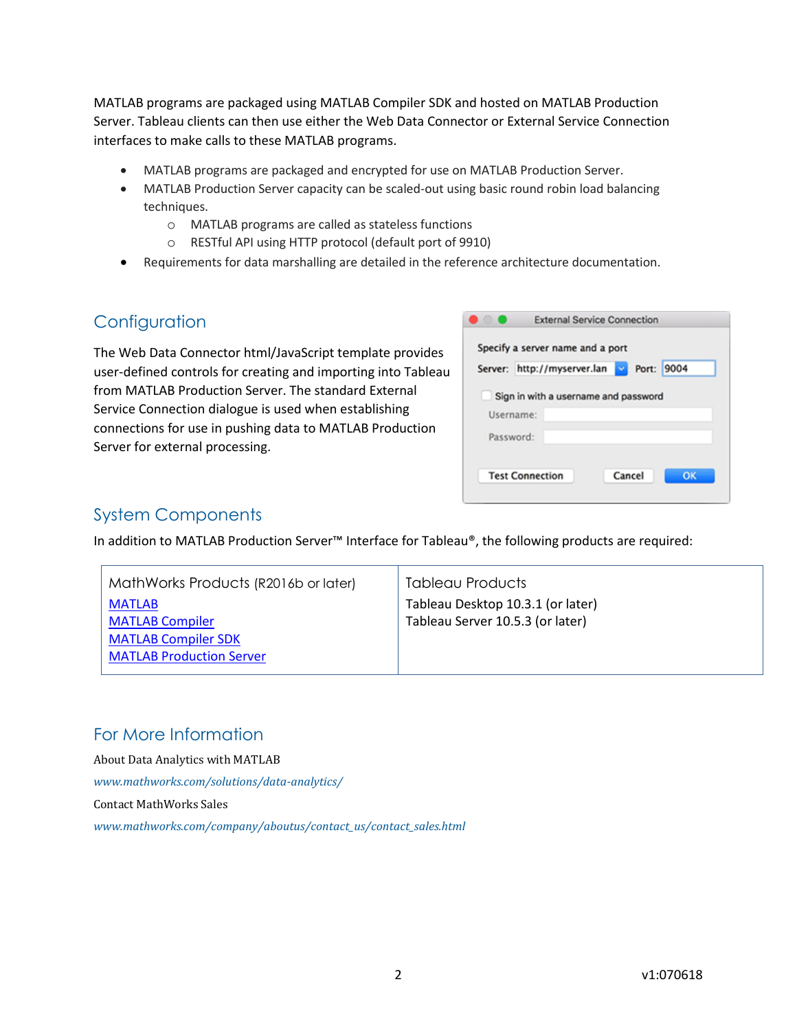MATLAB programs are packaged using MATLAB Compiler SDK and hosted on MATLAB Production Server. Tableau clients can then use either the Web Data Connector or External Service Connection interfaces to make calls to these MATLAB programs.

- MATLAB programs are packaged and encrypted for use on MATLAB Production Server.
- MATLAB Production Server capacity can be scaled-out using basic round robin load balancing techniques.
  - MATLAB programs are called as stateless functions
  - RESTful API using HTTP protocol (default port of 9910)
- Requirements for data marshalling are detailed in the reference architecture documentation.

## Configuration

The Web Data Connector html/JavaScript template provides user-defined controls for creating and importing into Tableau from MATLAB Production Server. The standard External Service Connection dialogue is used when establishing connections for use in pushing data to MATLAB Production Server for external processing.

## System Components

In addition to MATLAB Production Server™ Interface for Tableau®, the following products are required:

| MathWorks Products (R2016b or later) | Tableau Products |
|---|---|
| [MATLAB](#)<br>[MATLAB Compiler](#)<br>[MATLAB Compiler SDK](#)<br>[MATLAB Production Server](#) | Tableau Desktop 10.3.1 (or later)<br>Tableau Server 10.5.3 (or later) |

## For More Information

About Data Analytics with MATLAB

*www.mathworks.com/solutions/data-analytics/*

Contact MathWorks Sales

*www.mathworks.com/company/aboutus/contact_us/contact_sales.html*

v1:070618